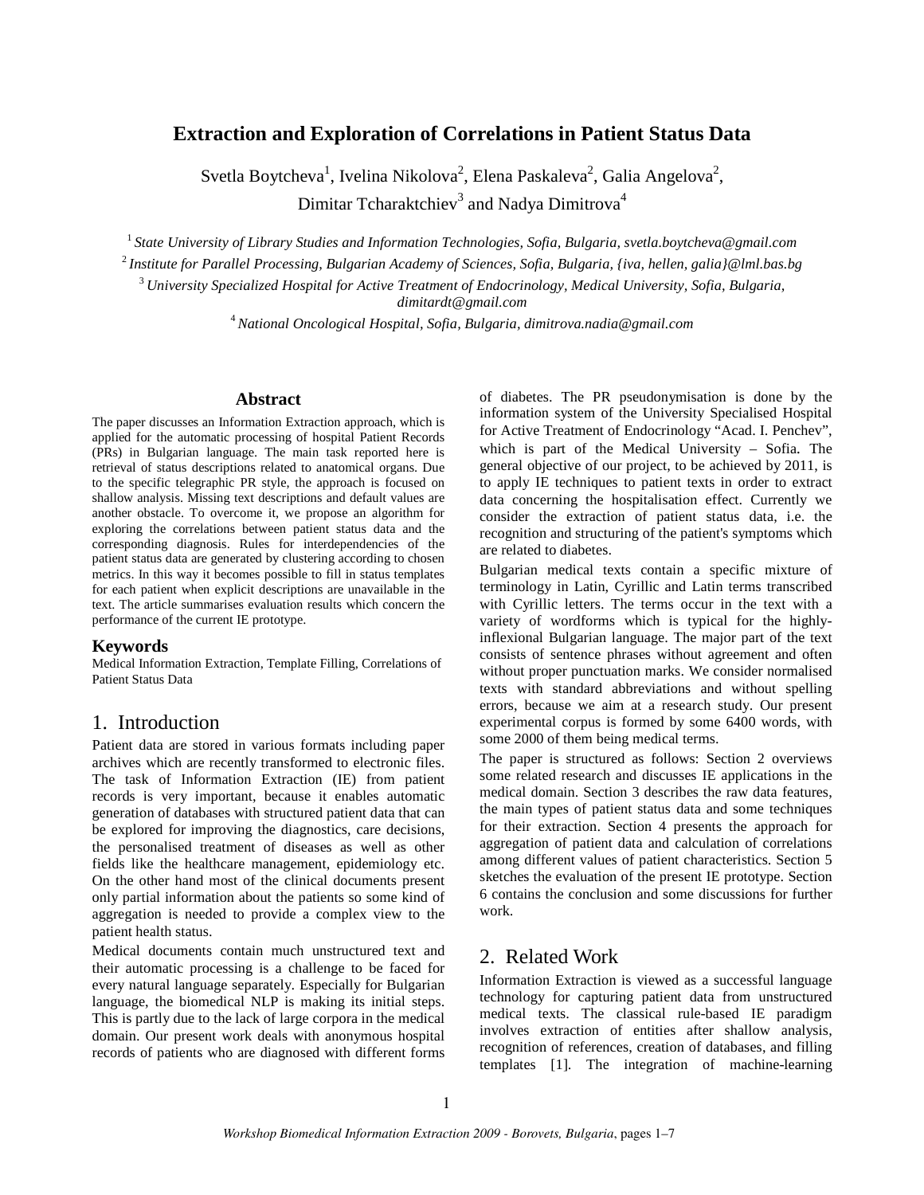# Extraction and Exploration of Correlations in Patient Status Data

Svetla Boytcheva[1], Ivelina Nikolova[2], Elena Paskaleva[2], Galia Angelova[2], Dimitar Tcharaktchiev[3] and Nadya Dimitrova[4]

[1] *State University of Library Studies and Information Technologies, Sofia, Bulgaria, svetla.boytcheva@gmail.com*

[2] *Institute for Parallel Processing, Bulgarian Academy of Sciences, Sofia, Bulgaria, {iva, hellen, galia}@lml.bas.bg*

[3] *University Specialized Hospital for Active Treatment of Endocrinology, Medical University, Sofia, Bulgaria, dimitardt@gmail.com*

[4] *National Oncological Hospital, Sofia, Bulgaria, dimitrova.nadia@gmail.com*

## Abstract

The paper discusses an Information Extraction approach, which is applied for the automatic processing of hospital Patient Records (PRs) in Bulgarian language. The main task reported here is retrieval of status descriptions related to anatomical organs. Due to the specific telegraphic PR style, the approach is focused on shallow analysis. Missing text descriptions and default values are another obstacle. To overcome it, we propose an algorithm for exploring the correlations between patient status data and the corresponding diagnosis. Rules for interdependencies of the patient status data are generated by clustering according to chosen metrics. In this way it becomes possible to fill in status templates for each patient when explicit descriptions are unavailable in the text. The article summarises evaluation results which concern the performance of the current IE prototype.

### Keywords

Medical Information Extraction, Template Filling, Correlations of Patient Status Data

## 1. Introduction

Patient data are stored in various formats including paper archives which are recently transformed to electronic files. The task of Information Extraction (IE) from patient records is very important, because it enables automatic generation of databases with structured patient data that can be explored for improving the diagnostics, care decisions, the personalised treatment of diseases as well as other fields like the healthcare management, epidemiology etc. On the other hand most of the clinical documents present only partial information about the patients so some kind of aggregation is needed to provide a complex view to the patient health status.

Medical documents contain much unstructured text and their automatic processing is a challenge to be faced for every natural language separately. Especially for Bulgarian language, the biomedical NLP is making its initial steps. This is partly due to the lack of large corpora in the medical domain. Our present work deals with anonymous hospital records of patients who are diagnosed with different forms of diabetes. The PR pseudonymisation is done by the information system of the University Specialised Hospital for Active Treatment of Endocrinology "Acad. I. Penchev", which is part of the Medical University – Sofia. The general objective of our project, to be achieved by 2011, is to apply IE techniques to patient texts in order to extract data concerning the hospitalisation effect. Currently we consider the extraction of patient status data, i.e. the recognition and structuring of the patient's symptoms which are related to diabetes.

Bulgarian medical texts contain a specific mixture of terminology in Latin, Cyrillic and Latin terms transcribed with Cyrillic letters. The terms occur in the text with a variety of wordforms which is typical for the highly-inflexional Bulgarian language. The major part of the text consists of sentence phrases without agreement and often without proper punctuation marks. We consider normalised texts with standard abbreviations and without spelling errors, because we aim at a research study. Our present experimental corpus is formed by some 6400 words, with some 2000 of them being medical terms.

The paper is structured as follows: Section 2 overviews some related research and discusses IE applications in the medical domain. Section 3 describes the raw data features, the main types of patient status data and some techniques for their extraction. Section 4 presents the approach for aggregation of patient data and calculation of correlations among different values of patient characteristics. Section 5 sketches the evaluation of the present IE prototype. Section 6 contains the conclusion and some discussions for further work.

## 2. Related Work

Information Extraction is viewed as a successful language technology for capturing patient data from unstructured medical texts. The classical rule-based IE paradigm involves extraction of entities after shallow analysis, recognition of references, creation of databases, and filling templates [1]. The integration of machine-learning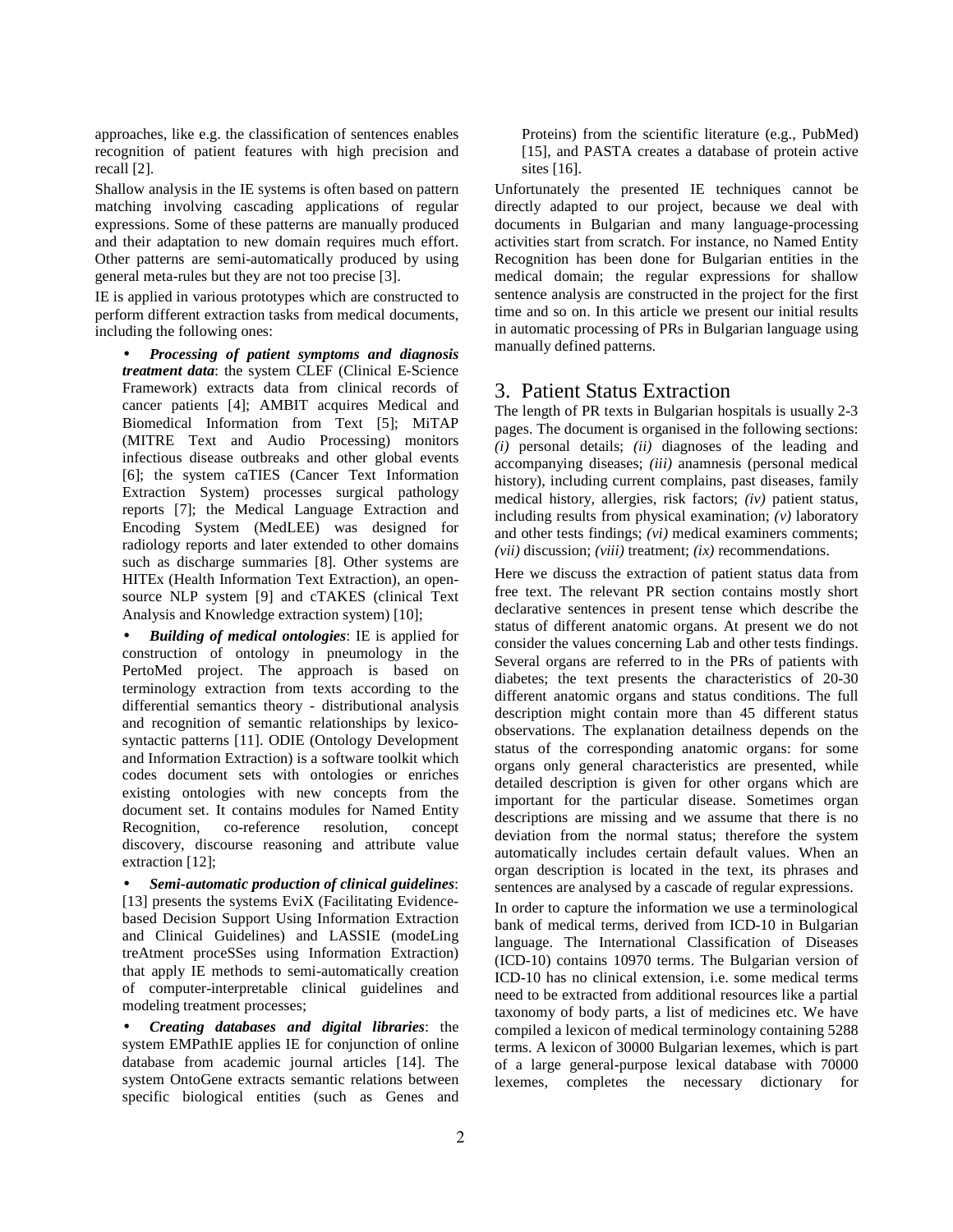approaches, like e.g. the classification of sentences enables recognition of patient features with high precision and recall [2].

Shallow analysis in the IE systems is often based on pattern matching involving cascading applications of regular expressions. Some of these patterns are manually produced and their adaptation to new domain requires much effort. Other patterns are semi-automatically produced by using general meta-rules but they are not too precise [3].

IE is applied in various prototypes which are constructed to perform different extraction tasks from medical documents, including the following ones:

- ***Processing of patient symptoms and diagnosis treatment data***: the system CLEF (Clinical E-Science Framework) extracts data from clinical records of cancer patients [4]; AMBIT acquires Medical and Biomedical Information from Text [5]; MiTAP (MITRE Text and Audio Processing) monitors infectious disease outbreaks and other global events [6]; the system caTIES (Cancer Text Information Extraction System) processes surgical pathology reports [7]; the Medical Language Extraction and Encoding System (MedLEE) was designed for radiology reports and later extended to other domains such as discharge summaries [8]. Other systems are HITEx (Health Information Text Extraction), an open-source NLP system [9] and cTAKES (clinical Text Analysis and Knowledge extraction system) [10];
- ***Building of medical ontologies***: IE is applied for construction of ontology in pneumology in the PertoMed project. The approach is based on terminology extraction from texts according to the differential semantics theory - distributional analysis and recognition of semantic relationships by lexico-syntactic patterns [11]. ODIE (Ontology Development and Information Extraction) is a software toolkit which codes document sets with ontologies or enriches existing ontologies with new concepts from the document set. It contains modules for Named Entity Recognition, co-reference resolution, concept discovery, discourse reasoning and attribute value extraction [12];
- ***Semi-automatic production of clinical guidelines***: [13] presents the systems EviX (Facilitating Evidence-based Decision Support Using Information Extraction and Clinical Guidelines) and LASSIE (modeLing treAtment proceSSes using Information Extraction) that apply IE methods to semi-automatically creation of computer-interpretable clinical guidelines and modeling treatment processes;
- ***Creating databases and digital libraries***: the system EMPathIE applies IE for conjunction of online database from academic journal articles [14]. The system OntoGene extracts semantic relations between specific biological entities (such as Genes and Proteins) from the scientific literature (e.g., PubMed) [15], and PASTA creates a database of protein active sites [16].

Unfortunately the presented IE techniques cannot be directly adapted to our project, because we deal with documents in Bulgarian and many language-processing activities start from scratch. For instance, no Named Entity Recognition has been done for Bulgarian entities in the medical domain; the regular expressions for shallow sentence analysis are constructed in the project for the first time and so on. In this article we present our initial results in automatic processing of PRs in Bulgarian language using manually defined patterns.

## 3. Patient Status Extraction

The length of PR texts in Bulgarian hospitals is usually 2-3 pages. The document is organised in the following sections: *(i)* personal details; *(ii)* diagnoses of the leading and accompanying diseases; *(iii)* anamnesis (personal medical history), including current complains, past diseases, family medical history, allergies, risk factors; *(iv)* patient status, including results from physical examination; *(v)* laboratory and other tests findings; *(vi)* medical examiners comments; *(vii)* discussion; *(viii)* treatment; *(ix)* recommendations.

Here we discuss the extraction of patient status data from free text. The relevant PR section contains mostly short declarative sentences in present tense which describe the status of different anatomic organs. At present we do not consider the values concerning Lab and other tests findings. Several organs are referred to in the PRs of patients with diabetes; the text presents the characteristics of 20-30 different anatomic organs and status conditions. The full description might contain more than 45 different status observations. The explanation detailness depends on the status of the corresponding anatomic organs: for some organs only general characteristics are presented, while detailed description is given for other organs which are important for the particular disease. Sometimes organ descriptions are missing and we assume that there is no deviation from the normal status; therefore the system automatically includes certain default values. When an organ description is located in the text, its phrases and sentences are analysed by a cascade of regular expressions.

In order to capture the information we use a terminological bank of medical terms, derived from ICD-10 in Bulgarian language. The International Classification of Diseases (ICD-10) contains 10970 terms. The Bulgarian version of ICD-10 has no clinical extension, i.e. some medical terms need to be extracted from additional resources like a partial taxonomy of body parts, a list of medicines etc. We have compiled a lexicon of medical terminology containing 5288 terms. A lexicon of 30000 Bulgarian lexemes, which is part of a large general-purpose lexical database with 70000 lexemes, completes the necessary dictionary for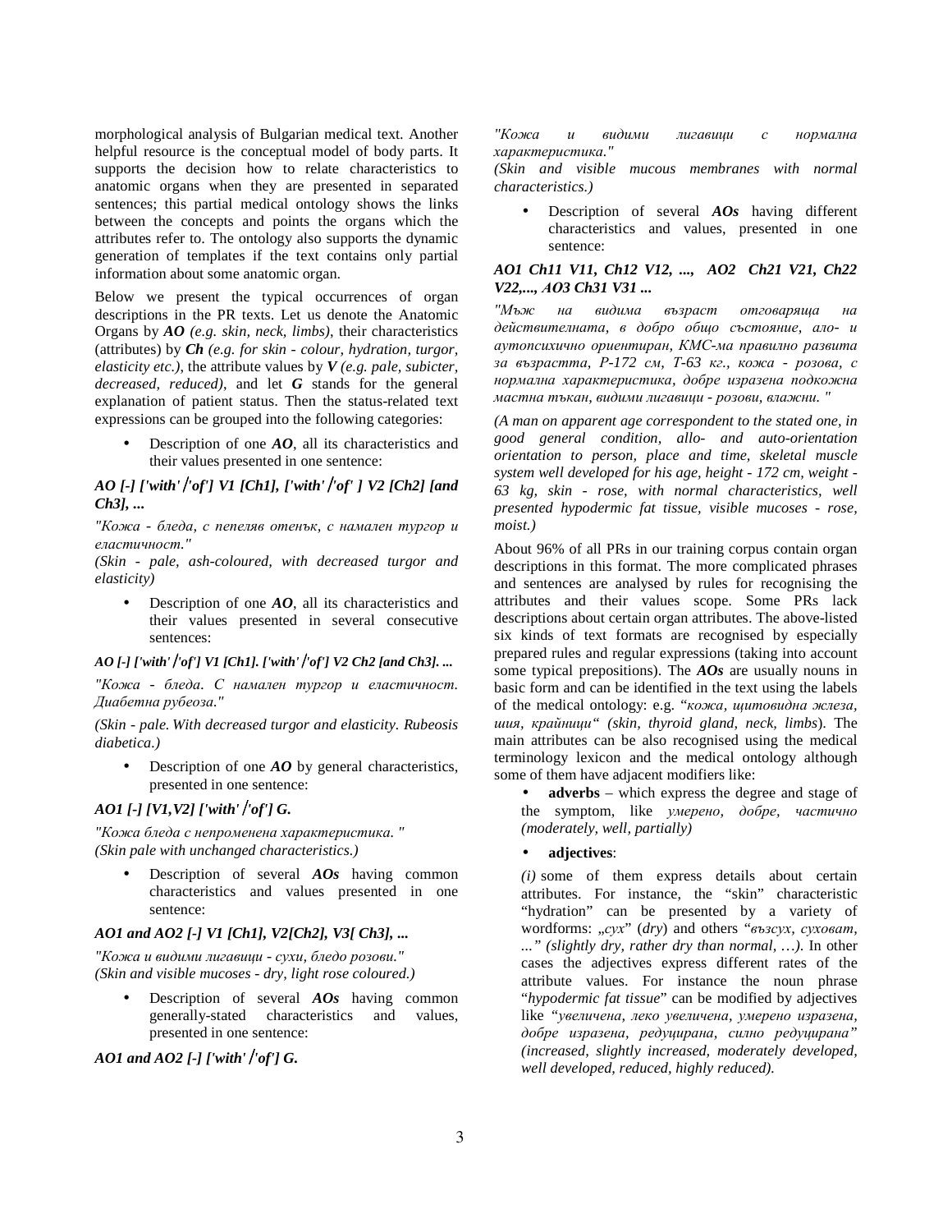morphological analysis of Bulgarian medical text. Another helpful resource is the conceptual model of body parts. It supports the decision how to relate characteristics to anatomic organs when they are presented in separated sentences; this partial medical ontology shows the links between the concepts and points the organs which the attributes refer to. The ontology also supports the dynamic generation of templates if the text contains only partial information about some anatomic organ.

Below we present the typical occurrences of organ descriptions in the PR texts. Let us denote the Anatomic Organs by ***AO*** *(e.g. skin, neck, limbs)*, their characteristics (attributes) by ***Ch*** *(e.g. for skin - colour, hydration, turgor, elasticity etc.)*, the attribute values by ***V*** *(e.g. pale, subicter, decreased, reduced)*, and let ***G*** stands for the general explanation of patient status. Then the status-related text expressions can be grouped into the following categories:

- Description of one ***AO***, all its characteristics and their values presented in one sentence:

***AO [-] ['with' /'of'] V1 [Ch1], ['with' /'of' ] V2 [Ch2] [and Ch3], ...***

*"Кожа - бледа, с пепеляв отенък, с намален тургор и еластичност."*
*(Skin - pale, ash-coloured, with decreased turgor and elasticity)*

- Description of one ***AO***, all its characteristics and their values presented in several consecutive sentences:

***AO [-] ['with' /'of'] V1 [Ch1]. ['with' /'of'] V2 Ch2 [and Ch3]. ...***

*"Кожа - бледа. С намален тургор и еластичност. Диабетна рубеоза."*

*(Skin - pale. With decreased turgor and elasticity. Rubeosis diabetica.)*

- Description of one ***AO*** by general characteristics, presented in one sentence:

***AO1 [-] [V1,V2] ['with' /'of'] G.***

*"Кожа бледа с непроменена характеристика. "*
*(Skin pale with unchanged characteristics.)*

- Description of several ***AOs*** having common characteristics and values presented in one sentence:

***AO1 and AO2 [-] V1 [Ch1], V2[Ch2], V3[ Ch3], ...***

*"Кожа и видими лигавици - сухи, бледо розови."*
*(Skin and visible mucoses - dry, light rose coloured.)*

- Description of several ***AOs*** having common generally-stated characteristics and values, presented in one sentence:

***AO1 and AO2 [-] ['with' /'of'] G.***

*"Кожа и видими лигавици с нормална характеристика."*
*(Skin and visible mucous membranes with normal characteristics.)*

- Description of several ***AOs*** having different characteristics and values, presented in one sentence:

***AO1 Ch11 V11, Ch12 V12, ..., AO2 Ch21 V21, Ch22 V22,..., AO3 Ch31 V31 ...***

*"Мъж на видима възраст отговаряща на действителната, в добро общо състояние, ало- и аутопсихично ориентиран, КМС-ма правилно развита за възрастта, Р-172 см, Т-63 кг., кожа - розова, с нормална характеристика, добре изразена подкожна мастна тъкан, видими лигавици - розови, влажни. "*

*(A man on apparent age correspondent to the stated one, in good general condition, allo- and auto-orientation orientation to person, place and time, skeletal muscle system well developed for his age, height - 172 cm, weight - 63 kg, skin - rose, with normal characteristics, well presented hypodermic fat tissue, visible mucoses - rose, moist.)*

About 96% of all PRs in our training corpus contain organ descriptions in this format. The more complicated phrases and sentences are analysed by rules for recognising the attributes and their values scope. Some PRs lack descriptions about certain organ attributes. The above-listed six kinds of text formats are recognised by especially prepared rules and regular expressions (taking into account some typical prepositions). The ***AOs*** are usually nouns in basic form and can be identified in the text using the labels of the medical ontology: e.g. "*кожа, щитовидна жлеза, шия, крайници" (skin, thyroid gland, neck, limbs*). The main attributes can be also recognised using the medical terminology lexicon and the medical ontology although some of them have adjacent modifiers like:

- **adverbs** – which express the degree and stage of the symptom, like *умерено, добре, частично (moderately, well, partially)*
- **adjectives**:

*(i)* some of them express details about certain attributes. For instance, the "skin" characteristic "hydration" can be presented by a variety of wordforms: *„сух*" (*dry*) and others "*възсух, суховат, …" (slightly dry, rather dry than normal, …).* In other cases the adjectives express different rates of the attribute values. For instance the noun phrase "*hypodermic fat tissue*" can be modified by adjectives like "*увеличена, леко увеличена, умерено изразена, добре изразена, редуцирана, силно редуцирана" (increased, slightly increased, moderately developed, well developed, reduced, highly reduced).*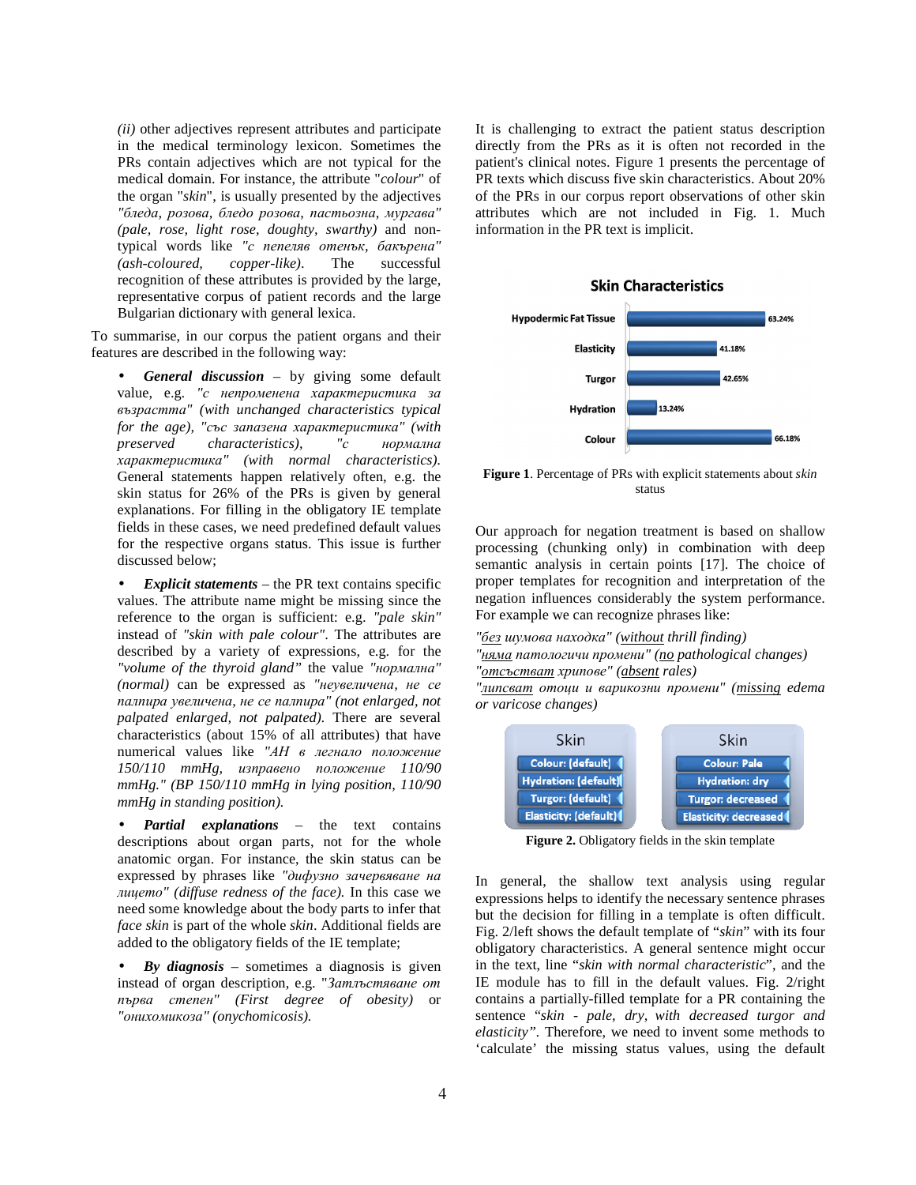*(ii)* other adjectives represent attributes and participate in the medical terminology lexicon. Sometimes the PRs contain adjectives which are not typical for the medical domain. For instance, the attribute "*colour*" of the organ "*skin*", is usually presented by the adjectives *"бледа, розова, бледо розова, пастьозна, мургава" (pale, rose, light rose, doughty, swarthy)* and non-typical words like *"с пепеляв оттенък, бакърена" (ash-coloured, copper-like)*. The successful recognition of these attributes is provided by the large, representative corpus of patient records and the large Bulgarian dictionary with general lexica.

To summarise, in our corpus the patient organs and their features are described in the following way:

- ***General discussion*** – by giving some default value, e.g. *"с непроменена характеристика за възрастта" (with unchanged characteristics typical for the age), "със запазена характеристика" (with preserved characteristics), "с нормална характеристика" (with normal characteristics)*. General statements happen relatively often, e.g. the skin status for 26% of the PRs is given by general explanations. For filling in the obligatory IE template fields in these cases, we need predefined default values for the respective organs status. This issue is further discussed below;
- ***Explicit statements*** – the PR text contains specific values. The attribute name might be missing since the reference to the organ is sufficient: e.g. *"pale skin"* instead of *"skin with pale colour"*. The attributes are described by a variety of expressions, e.g. for the *"volume of the thyroid gland"* the value *"нормална" (normal)* can be expressed as *"неувеличена, не се палпира увеличена, не се палпира" (not enlarged, not palpated enlarged, not palpated)*. There are several characteristics (about 15% of all attributes) that have numerical values like *"АН в легнало положение 150/110 mmHg, изправено положение 110/90 mmHg." (BP 150/110 mmHg in lying position, 110/90 mmHg in standing position)*.
- ***Partial explanations*** – the text contains descriptions about organ parts, not for the whole anatomic organ. For instance, the skin status can be expressed by phrases like *"дифузно зачервяване на лицето" (diffuse redness of the face)*. In this case we need some knowledge about the body parts to infer that *face skin* is part of the whole *skin*. Additional fields are added to the obligatory fields of the IE template;
- ***By diagnosis*** – sometimes a diagnosis is given instead of organ description, e.g. *"Затлъстяване от първа степен" (First degree of obesity)* or *"онихомикоза" (onychomicosis)*.

It is challenging to extract the patient status description directly from the PRs as it is often not recorded in the patient's clinical notes. Figure 1 presents the percentage of PR texts which discuss five skin characteristics. About 20% of the PRs in our corpus report observations of other skin attributes which are not included in Fig. 1. Much information in the PR text is implicit.

**Skin Characteristics**

| Characteristic | Percentage |
|---|---|
| Hypodermic Fat Tissue | 63.24% |
| Elasticity | 41.18% |
| Turgor | 42.65% |
| Hydration | 13.24% |
| Colour | 66.18% |

**Figure 1**. Percentage of PRs with explicit statements about *skin* status

Our approach for negation treatment is based on shallow processing (chunking only) in combination with deep semantic analysis in certain points [17]. The choice of proper templates for recognition and interpretation of the negation influences considerably the system performance. For example we can recognize phrases like:

*"без шумова находка" (without thrill finding)*
*"няма патологични промени" (no pathological changes)*
*"отсъстват хрипове" (absent rales)*
*"липсват отоци и варикозни промени" (missing edema or varicose changes)*

| Skin | Skin |
|---|---|
| Colour: (default) | Colour: Pale |
| Hydration: (default) | Hydration: dry |
| Turgor: (default) | Turgor: decreased |
| Elasticity: (default) | Elasticity: decreased |

**Figure 2.** Obligatory fields in the skin template

In general, the shallow text analysis using regular expressions helps to identify the necessary sentence phrases but the decision for filling in a template is often difficult. Fig. 2/left shows the default template of "*skin*" with its four obligatory characteristics. A general sentence might occur in the text, line "*skin with normal characteristic*", and the IE module has to fill in the default values. Fig. 2/right contains a partially-filled template for a PR containing the sentence "*skin - pale, dry, with decreased turgor and elasticity*". Therefore, we need to invent some methods to 'calculate' the missing status values, using the default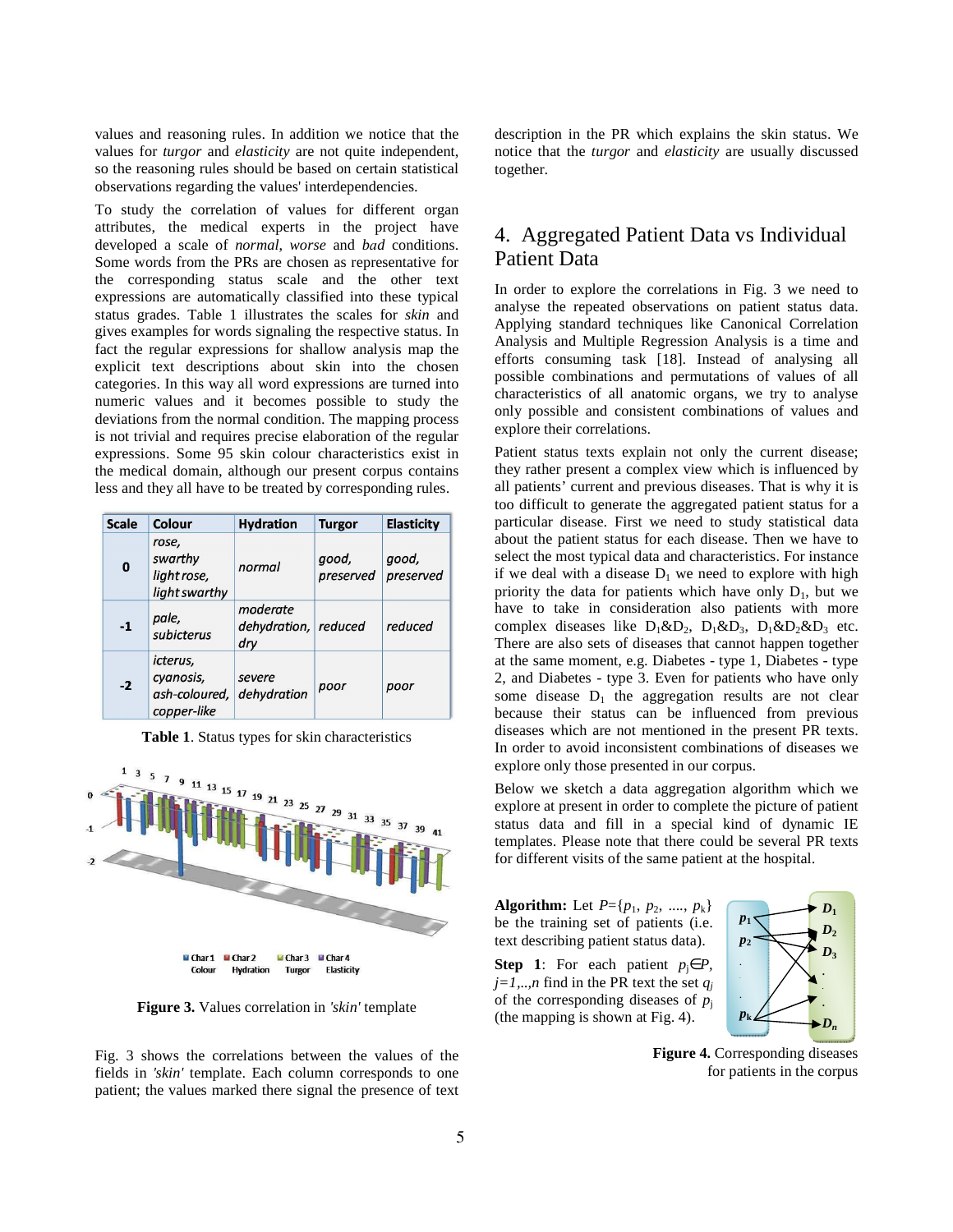values and reasoning rules. In addition we notice that the values for *turgor* and *elasticity* are not quite independent, so the reasoning rules should be based on certain statistical observations regarding the values' interdependencies.

To study the correlation of values for different organ attributes, the medical experts in the project have developed a scale of *normal*, *worse* and *bad* conditions. Some words from the PRs are chosen as representative for the corresponding status scale and the other text expressions are automatically classified into these typical status grades. Table 1 illustrates the scales for *skin* and gives examples for words signaling the respective status. In fact the regular expressions for shallow analysis map the explicit text descriptions about skin into the chosen categories. In this way all word expressions are turned into numeric values and it becomes possible to study the deviations from the normal condition. The mapping process is not trivial and requires precise elaboration of the regular expressions. Some 95 skin colour characteristics exist in the medical domain, although our present corpus contains less and they all have to be treated by corresponding rules.

| Scale | Colour | Hydration | Turgor | Elasticity |
|---|---|---|---|---|
| 0 | *rose, swarthy light rose, light swarthy* | *normal* | *good, preserved* | *good, preserved* |
| -1 | *pale, subicterus* | *moderate dehydration, dry* | *reduced* | *reduced* |
| -2 | *icterus, cyanosis, ash-coloured, copper-like* | *severe dehydration* | *poor* | *poor* |

**Table 1**. Status types for skin characteristics

**Figure 3.** Values correlation in *'skin'* template

Fig. 3 shows the correlations between the values of the fields in *'skin'* template. Each column corresponds to one patient; the values marked there signal the presence of text description in the PR which explains the skin status. We notice that the *turgor* and *elasticity* are usually discussed together.

## 4. Aggregated Patient Data vs Individual Patient Data

In order to explore the correlations in Fig. 3 we need to analyse the repeated observations on patient status data. Applying standard techniques like Canonical Correlation Analysis and Multiple Regression Analysis is a time and efforts consuming task [18]. Instead of analysing all possible combinations and permutations of values of all characteristics of all anatomic organs, we try to analyse only possible and consistent combinations of values and explore their correlations.

Patient status texts explain not only the current disease; they rather present a complex view which is influenced by all patients' current and previous diseases. That is why it is too difficult to generate the aggregated patient status for a particular disease. First we need to study statistical data about the patient status for each disease. Then we have to select the most typical data and characteristics. For instance if we deal with a disease $D_1$ we need to explore with high priority the data for patients which have only $D_1$, but we have to take in consideration also patients with more complex diseases like $D_1$&$D_2$, $D_1$&$D_3$, $D_1$&$D_2$&$D_3$ etc. There are also sets of diseases that cannot happen together at the same moment, e.g. Diabetes - type 1, Diabetes - type 2, and Diabetes - type 3. Even for patients who have only some disease $D_1$ the aggregation results are not clear because their status can be influenced from previous diseases which are not mentioned in the present PR texts. In order to avoid inconsistent combinations of diseases we explore only those presented in our corpus.

Below we sketch a data aggregation algorithm which we explore at present in order to complete the picture of patient status data and fill in a special kind of dynamic IE templates. Please note that there could be several PR texts for different visits of the same patient at the hospital.

**Algorithm:** Let $P=\{p_1, p_2, ...., p_k\}$ be the training set of patients (i.e. text describing patient status data).

**Step 1**: For each patient $p_j \in P$, $j=1,..,n$ find in the PR text the set $q_j$ of the corresponding diseases of $p_j$ (the mapping is shown at Fig. 4).

**Figure 4.** Corresponding diseases for patients in the corpus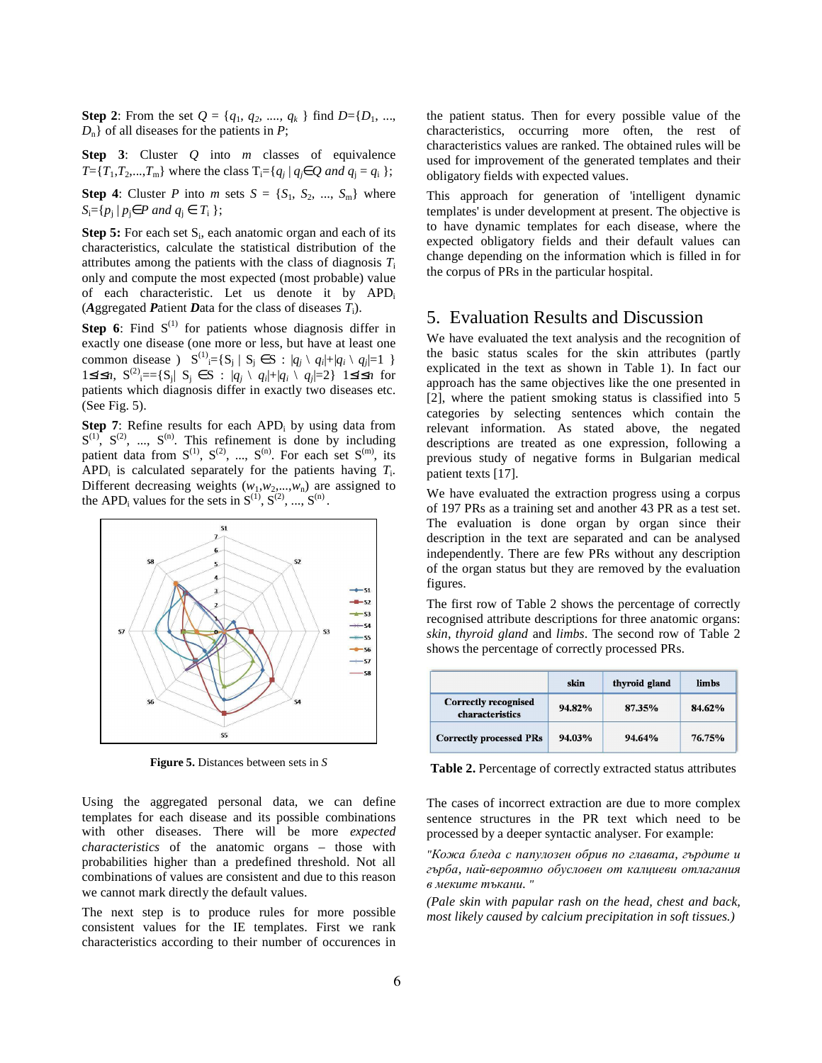**Step 2**: From the set $Q = \{q_1, q_2, ...., q_k\}$ find $D=\{D_1, ..., D_n\}$ of all diseases for the patients in $P$;

**Step 3**: Cluster $Q$ into $m$ classes of equivalence $T=\{T_1,T_2,...,T_m\}$ where the class $T_i=\{q_j \mid q_j \in Q \text{ and } q_j = q_i\}$;

**Step 4**: Cluster $P$ into $m$ sets $S = \{S_1, S_2, ..., S_m\}$ where $S_i=\{p_j \mid p_j \in P \text{ and } q_j \in T_i\}$;

**Step 5:** For each set $S_i$, each anatomic organ and each of its characteristics, calculate the statistical distribution of the attributes among the patients with the class of diagnosis $T_i$ only and compute the most expected (most probable) value of each characteristic. Let us denote it by $APD_i$ (***A***ggregated ***P***atient ***D***ata for the class of diseases $T_i$).

**Step 6**: Find $S^{(1)}$ for patients whose diagnosis differ in exactly one disease (one more or less, but have at least one common disease ) $S^{(1)}_i=\{S_j \mid S_j \in S : |q_j \setminus q_i|+|q_i \setminus q_j|=1\}$ $1 \le i \le n$, $S^{(2)}_i==\{S_j \mid S_j \in S : |q_j \setminus q_i|+|q_i \setminus q_j|=2\}$ $1 \le i \le n$ for patients which diagnosis differ in exactly two diseases etc. (See Fig. 5).

**Step 7**: Refine results for each $APD_i$ by using data from $S^{(1)}$, $S^{(2)}$, ..., $S^{(n)}$. This refinement is done by including patient data from $S^{(1)}$, $S^{(2)}$, ..., $S^{(n)}$. For each set $S^{(m)}$, its $APD_i$ is calculated separately for the patients having $T_i$. Different decreasing weights $(w_1,w_2,...,w_n)$ are assigned to the $APD_i$ values for the sets in $S^{(1)}$, $S^{(2)}$, ..., $S^{(n)}$.

**Figure 5.** Distances between sets in $S$

Using the aggregated personal data, we can define templates for each disease and its possible combinations with other diseases. There will be more *expected characteristics* of the anatomic organs – those with probabilities higher than a predefined threshold. Not all combinations of values are consistent and due to this reason we cannot mark directly the default values.

The next step is to produce rules for more possible consistent values for the IE templates. First we rank characteristics according to their number of occurences in the patient status. Then for every possible value of the characteristics, occurring more often, the rest of characteristics values are ranked. The obtained rules will be used for improvement of the generated templates and their obligatory fields with expected values.

This approach for generation of 'intelligent dynamic templates' is under development at present. The objective is to have dynamic templates for each disease, where the expected obligatory fields and their default values can change depending on the information which is filled in for the corpus of PRs in the particular hospital.

## 5. Evaluation Results and Discussion

We have evaluated the text analysis and the recognition of the basic status scales for the skin attributes (partly explicated in the text as shown in Table 1). In fact our approach has the same objectives like the one presented in [2], where the patient smoking status is classified into 5 categories by selecting sentences which contain the relevant information. As stated above, the negated descriptions are treated as one expression, following a previous study of negative forms in Bulgarian medical patient texts [17].

We have evaluated the extraction progress using a corpus of 197 PRs as a training set and another 43 PR as a test set. The evaluation is done organ by organ since their description in the text are separated and can be analysed independently. There are few PRs without any description of the organ status but they are removed by the evaluation figures.

The first row of Table 2 shows the percentage of correctly recognised attribute descriptions for three anatomic organs: *skin*, *thyroid gland* and *limbs*. The second row of Table 2 shows the percentage of correctly processed PRs.

| | skin | thyroid gland | limbs |
|---|---|---|---|
| Correctly recognised characteristics | 94.82% | 87.35% | 84.62% |
| Correctly processed PRs | 94.03% | 94.64% | 76.75% |

**Table 2.** Percentage of correctly extracted status attributes

The cases of incorrect extraction are due to more complex sentence structures in the PR text which need to be processed by a deeper syntactic analyser. For example:

*"Кожа бледа с папулозен обрив по главата, гърдите и гърба, най-вероятно обусловен от калциеви отлагания в меките тъкани. "*

*(Pale skin with papular rash on the head, chest and back, most likely caused by calcium precipitation in soft tissues.)*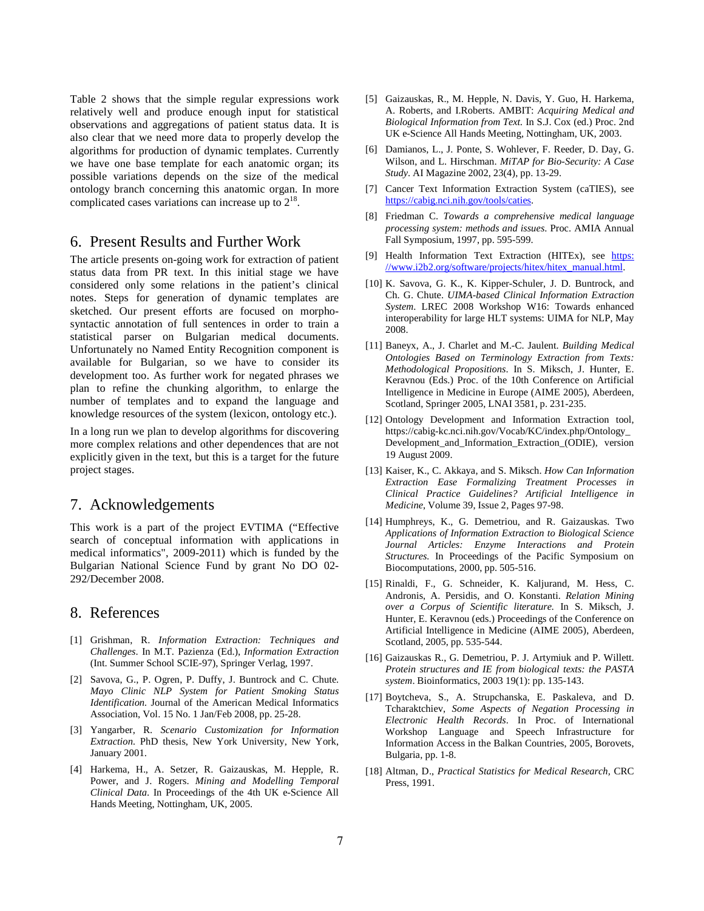Table 2 shows that the simple regular expressions work relatively well and produce enough input for statistical observations and aggregations of patient status data. It is also clear that we need more data to properly develop the algorithms for production of dynamic templates. Currently we have one base template for each anatomic organ; its possible variations depends on the size of the medical ontology branch concerning this anatomic organ. In more complicated cases variations can increase up to $2^{18}$.

## 6. Present Results and Further Work

The article presents on-going work for extraction of patient status data from PR text. In this initial stage we have considered only some relations in the patient's clinical notes. Steps for generation of dynamic templates are sketched. Our present efforts are focused on morpho-syntactic annotation of full sentences in order to train a statistical parser on Bulgarian medical documents. Unfortunately no Named Entity Recognition component is available for Bulgarian, so we have to consider its development too. As further work for negated phrases we plan to refine the chunking algorithm, to enlarge the number of templates and to expand the language and knowledge resources of the system (lexicon, ontology etc.).

In a long run we plan to develop algorithms for discovering more complex relations and other dependences that are not explicitly given in the text, but this is a target for the future project stages.

## 7. Acknowledgements

This work is a part of the project EVTIMA ("Effective search of conceptual information with applications in medical informatics", 2009-2011) which is funded by the Bulgarian National Science Fund by grant No DO 02-292/December 2008.

## 8. References

[1] Grishman, R. *Information Extraction: Techniques and Challenges*. In M.T. Pazienza (Ed.), *Information Extraction* (Int. Summer School SCIE-97), Springer Verlag, 1997.

[2] Savova, G., P. Ogren, P. Duffy, J. Buntrock and C. Chute. *Mayo Clinic NLP System for Patient Smoking Status Identification.* Journal of the American Medical Informatics Association, Vol. 15 No. 1 Jan/Feb 2008, pp. 25-28.

[3] Yangarber, R. *Scenario Customization for Information Extraction*. PhD thesis, New York University, New York, January 2001.

[4] Harkema, H., A. Setzer, R. Gaizauskas, M. Hepple, R. Power, and J. Rogers. *Mining and Modelling Temporal Clinical Data*. In Proceedings of the 4th UK e-Science All Hands Meeting, Nottingham, UK, 2005.

[5] Gaizauskas, R., M. Hepple, N. Davis, Y. Guo, H. Harkema, A. Roberts, and I.Roberts. AMBIT: *Acquiring Medical and Biological Information from Text.* In S.J. Cox (ed.) Proc. 2nd UK e-Science All Hands Meeting, Nottingham, UK, 2003.

[6] Damianos, L., J. Ponte, S. Wohlever, F. Reeder, D. Day, G. Wilson, and L. Hirschman. *MiTAP for Bio-Security: A Case Study*. AI Magazine 2002, 23(4), pp. 13-29.

[7] Cancer Text Information Extraction System (caTIES), see https://cabig.nci.nih.gov/tools/caties.

[8] Friedman C. *Towards a comprehensive medical language processing system: methods and issues*. Proc. AMIA Annual Fall Symposium, 1997, pp. 595-599.

[9] Health Information Text Extraction (HITEx), see https://www.i2b2.org/software/projects/hitex/hitex_manual.html.

[10] K. Savova, G. K., K. Kipper-Schuler, J. D. Buntrock, and Ch. G. Chute. *UIMA-based Clinical Information Extraction System*. LREC 2008 Workshop W16: Towards enhanced interoperability for large HLT systems: UIMA for NLP, May 2008.

[11] Baneyx, A., J. Charlet and M.-C. Jaulent. *Building Medical Ontologies Based on Terminology Extraction from Texts: Methodological Propositions*. In S. Miksch, J. Hunter, E. Keravnou (Eds.) Proc. of the 10th Conference on Artificial Intelligence in Medicine in Europe (AIME 2005), Aberdeen, Scotland, Springer 2005, LNAI 3581, p. 231-235.

[12] Ontology Development and Information Extraction tool, https://cabig-kc.nci.nih.gov/Vocab/KC/index.php/Ontology_Development_and_Information_Extraction_(ODIE), version 19 August 2009.

[13] Kaiser, K., C. Akkaya, and S. Miksch. *How Can Information Extraction Ease Formalizing Treatment Processes in Clinical Practice Guidelines? Artificial Intelligence in Medicine*, Volume 39, Issue 2, Pages 97-98.

[14] Humphreys, K., G. Demetriou, and R. Gaizauskas. Two *Applications of Information Extraction to Biological Science Journal Articles: Enzyme Interactions and Protein Structures.* In Proceedings of the Pacific Symposium on Biocomputations, 2000, pp. 505-516.

[15] Rinaldi, F., G. Schneider, K. Kaljurand, M. Hess, C. Andronis, A. Persidis, and O. Konstanti. *Relation Mining over a Corpus of Scientific literature.* In S. Miksch, J. Hunter, E. Keravnou (eds.) Proceedings of the Conference on Artificial Intelligence in Medicine (AIME 2005), Aberdeen, Scotland, 2005, pp. 535-544.

[16] Gaizauskas R., G. Demetriou, P. J. Artymiuk and P. Willett. *Protein structures and IE from biological texts: the PASTA system*. Bioinformatics, 2003 19(1): pp. 135-143.

[17] Boytcheva, S., A. Strupchanska, E. Paskaleva, and D. Tcharaktchiev, *Some Aspects of Negation Processing in Electronic Health Records*. In Proc. of International Workshop Language and Speech Infrastructure for Information Access in the Balkan Countries, 2005, Borovets, Bulgaria, pp. 1-8.

[18] Altman, D., *Practical Statistics for Medical Research*, CRC Press, 1991.